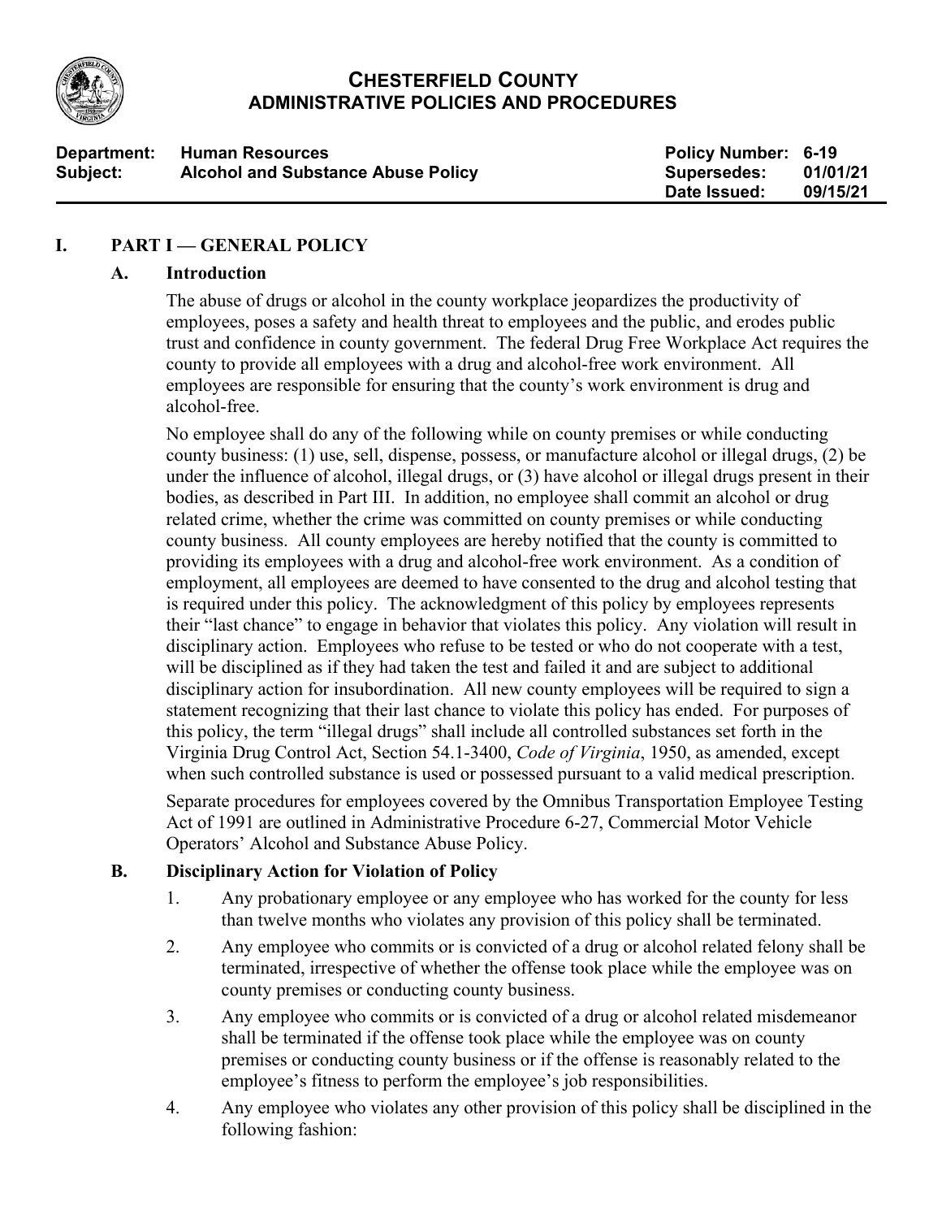# CHESTERFIELD COUNTY
## ADMINISTRATIVE POLICIES AND PROCEDURES

| | | | |
|---|---|---|---|
| **Department:** | **Human Resources** | **Policy Number:** | **6-19** |
| **Subject:** | **Alcohol and Substance Abuse Policy** | **Supersedes:** | **01/01/21** |
| | | **Date Issued:** | **09/15/21** |

## I. PART I — GENERAL POLICY

### A. Introduction

The abuse of drugs or alcohol in the county workplace jeopardizes the productivity of employees, poses a safety and health threat to employees and the public, and erodes public trust and confidence in county government. The federal Drug Free Workplace Act requires the county to provide all employees with a drug and alcohol-free work environment. All employees are responsible for ensuring that the county's work environment is drug and alcohol-free.

No employee shall do any of the following while on county premises or while conducting county business: (1) use, sell, dispense, possess, or manufacture alcohol or illegal drugs, (2) be under the influence of alcohol, illegal drugs, or (3) have alcohol or illegal drugs present in their bodies, as described in Part III. In addition, no employee shall commit an alcohol or drug related crime, whether the crime was committed on county premises or while conducting county business. All county employees are hereby notified that the county is committed to providing its employees with a drug and alcohol-free work environment. As a condition of employment, all employees are deemed to have consented to the drug and alcohol testing that is required under this policy. The acknowledgment of this policy by employees represents their "last chance" to engage in behavior that violates this policy. Any violation will result in disciplinary action. Employees who refuse to be tested or who do not cooperate with a test, will be disciplined as if they had taken the test and failed it and are subject to additional disciplinary action for insubordination. All new county employees will be required to sign a statement recognizing that their last chance to violate this policy has ended. For purposes of this policy, the term "illegal drugs" shall include all controlled substances set forth in the Virginia Drug Control Act, Section 54.1-3400, *Code of Virginia*, 1950, as amended, except when such controlled substance is used or possessed pursuant to a valid medical prescription.

Separate procedures for employees covered by the Omnibus Transportation Employee Testing Act of 1991 are outlined in Administrative Procedure 6-27, Commercial Motor Vehicle Operators' Alcohol and Substance Abuse Policy.

### B. Disciplinary Action for Violation of Policy

1. Any probationary employee or any employee who has worked for the county for less than twelve months who violates any provision of this policy shall be terminated.
2. Any employee who commits or is convicted of a drug or alcohol related felony shall be terminated, irrespective of whether the offense took place while the employee was on county premises or conducting county business.
3. Any employee who commits or is convicted of a drug or alcohol related misdemeanor shall be terminated if the offense took place while the employee was on county premises or conducting county business or if the offense is reasonably related to the employee's fitness to perform the employee's job responsibilities.
4. Any employee who violates any other provision of this policy shall be disciplined in the following fashion: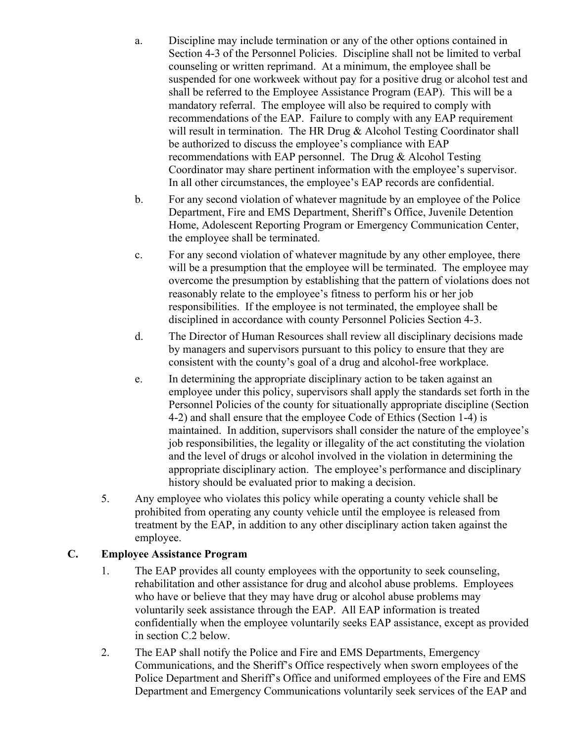a. Discipline may include termination or any of the other options contained in Section 4-3 of the Personnel Policies. Discipline shall not be limited to verbal counseling or written reprimand. At a minimum, the employee shall be suspended for one workweek without pay for a positive drug or alcohol test and shall be referred to the Employee Assistance Program (EAP). This will be a mandatory referral. The employee will also be required to comply with recommendations of the EAP. Failure to comply with any EAP requirement will result in termination. The HR Drug & Alcohol Testing Coordinator shall be authorized to discuss the employee's compliance with EAP recommendations with EAP personnel. The Drug & Alcohol Testing Coordinator may share pertinent information with the employee's supervisor. In all other circumstances, the employee's EAP records are confidential.

b. For any second violation of whatever magnitude by an employee of the Police Department, Fire and EMS Department, Sheriff's Office, Juvenile Detention Home, Adolescent Reporting Program or Emergency Communication Center, the employee shall be terminated.

c. For any second violation of whatever magnitude by any other employee, there will be a presumption that the employee will be terminated. The employee may overcome the presumption by establishing that the pattern of violations does not reasonably relate to the employee's fitness to perform his or her job responsibilities. If the employee is not terminated, the employee shall be disciplined in accordance with county Personnel Policies Section 4-3.

d. The Director of Human Resources shall review all disciplinary decisions made by managers and supervisors pursuant to this policy to ensure that they are consistent with the county's goal of a drug and alcohol-free workplace.

e. In determining the appropriate disciplinary action to be taken against an employee under this policy, supervisors shall apply the standards set forth in the Personnel Policies of the county for situationally appropriate discipline (Section 4-2) and shall ensure that the employee Code of Ethics (Section 1-4) is maintained. In addition, supervisors shall consider the nature of the employee's job responsibilities, the legality or illegality of the act constituting the violation and the level of drugs or alcohol involved in the violation in determining the appropriate disciplinary action. The employee's performance and disciplinary history should be evaluated prior to making a decision.

5. Any employee who violates this policy while operating a county vehicle shall be prohibited from operating any county vehicle until the employee is released from treatment by the EAP, in addition to any other disciplinary action taken against the employee.

## C. Employee Assistance Program

1. The EAP provides all county employees with the opportunity to seek counseling, rehabilitation and other assistance for drug and alcohol abuse problems. Employees who have or believe that they may have drug or alcohol abuse problems may voluntarily seek assistance through the EAP. All EAP information is treated confidentially when the employee voluntarily seeks EAP assistance, except as provided in section C.2 below.

2. The EAP shall notify the Police and Fire and EMS Departments, Emergency Communications, and the Sheriff's Office respectively when sworn employees of the Police Department and Sheriff's Office and uniformed employees of the Fire and EMS Department and Emergency Communications voluntarily seek services of the EAP and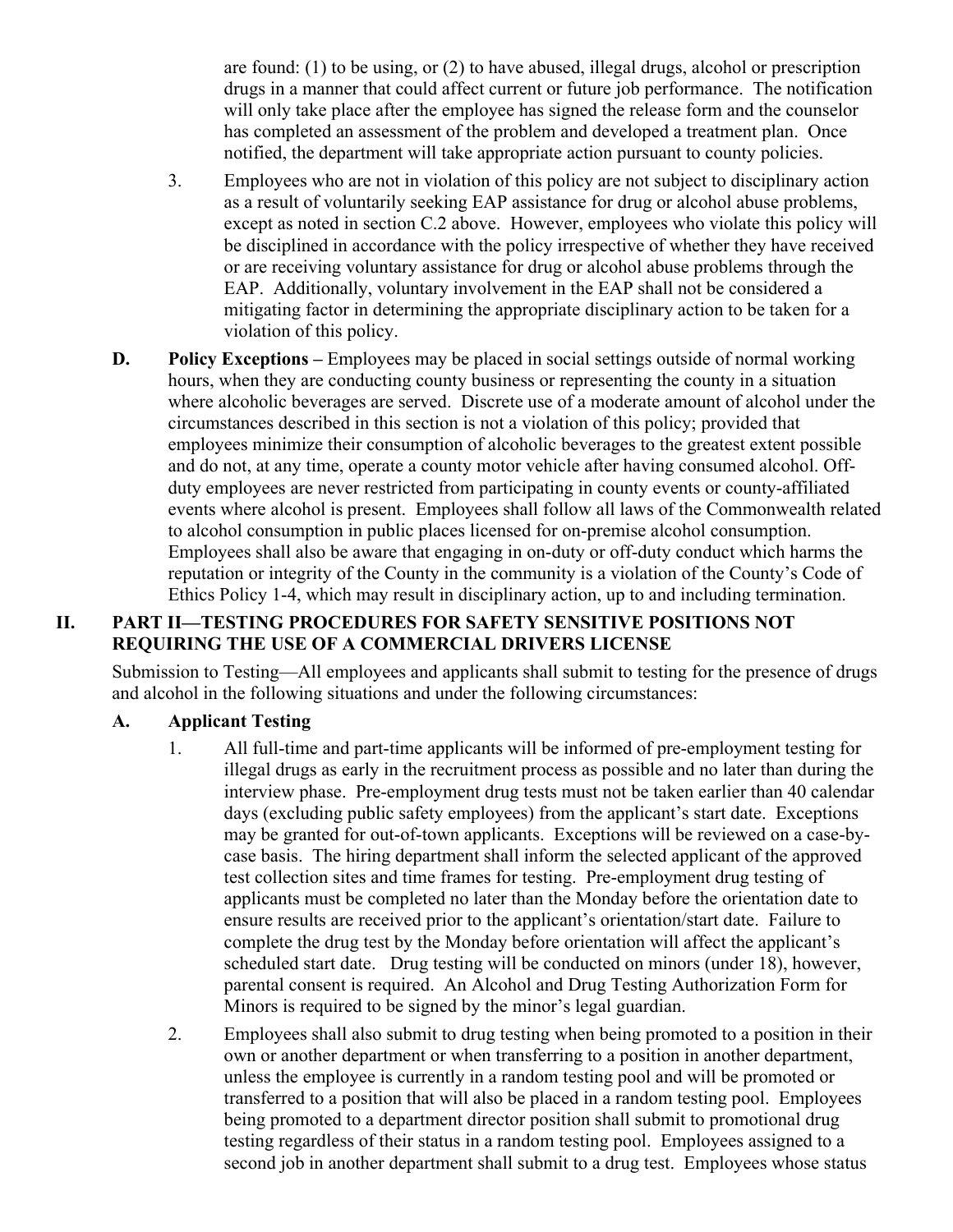are found: (1) to be using, or (2) to have abused, illegal drugs, alcohol or prescription drugs in a manner that could affect current or future job performance. The notification will only take place after the employee has signed the release form and the counselor has completed an assessment of the problem and developed a treatment plan. Once notified, the department will take appropriate action pursuant to county policies.

3. Employees who are not in violation of this policy are not subject to disciplinary action as a result of voluntarily seeking EAP assistance for drug or alcohol abuse problems, except as noted in section C.2 above. However, employees who violate this policy will be disciplined in accordance with the policy irrespective of whether they have received or are receiving voluntary assistance for drug or alcohol abuse problems through the EAP. Additionally, voluntary involvement in the EAP shall not be considered a mitigating factor in determining the appropriate disciplinary action to be taken for a violation of this policy.

**D. Policy Exceptions –** Employees may be placed in social settings outside of normal working hours, when they are conducting county business or representing the county in a situation where alcoholic beverages are served. Discrete use of a moderate amount of alcohol under the circumstances described in this section is not a violation of this policy; provided that employees minimize their consumption of alcoholic beverages to the greatest extent possible and do not, at any time, operate a county motor vehicle after having consumed alcohol. Off-duty employees are never restricted from participating in county events or county-affiliated events where alcohol is present. Employees shall follow all laws of the Commonwealth related to alcohol consumption in public places licensed for on-premise alcohol consumption. Employees shall also be aware that engaging in on-duty or off-duty conduct which harms the reputation or integrity of the County in the community is a violation of the County's Code of Ethics Policy 1-4, which may result in disciplinary action, up to and including termination.

## II. PART II—TESTING PROCEDURES FOR SAFETY SENSITIVE POSITIONS NOT REQUIRING THE USE OF A COMMERCIAL DRIVERS LICENSE

Submission to Testing—All employees and applicants shall submit to testing for the presence of drugs and alcohol in the following situations and under the following circumstances:

### A. Applicant Testing

1. All full-time and part-time applicants will be informed of pre-employment testing for illegal drugs as early in the recruitment process as possible and no later than during the interview phase. Pre-employment drug tests must not be taken earlier than 40 calendar days (excluding public safety employees) from the applicant's start date. Exceptions may be granted for out-of-town applicants. Exceptions will be reviewed on a case-by-case basis. The hiring department shall inform the selected applicant of the approved test collection sites and time frames for testing. Pre-employment drug testing of applicants must be completed no later than the Monday before the orientation date to ensure results are received prior to the applicant's orientation/start date. Failure to complete the drug test by the Monday before orientation will affect the applicant's scheduled start date. Drug testing will be conducted on minors (under 18), however, parental consent is required. An Alcohol and Drug Testing Authorization Form for Minors is required to be signed by the minor's legal guardian.

2. Employees shall also submit to drug testing when being promoted to a position in their own or another department or when transferring to a position in another department, unless the employee is currently in a random testing pool and will be promoted or transferred to a position that will also be placed in a random testing pool. Employees being promoted to a department director position shall submit to promotional drug testing regardless of their status in a random testing pool. Employees assigned to a second job in another department shall submit to a drug test. Employees whose status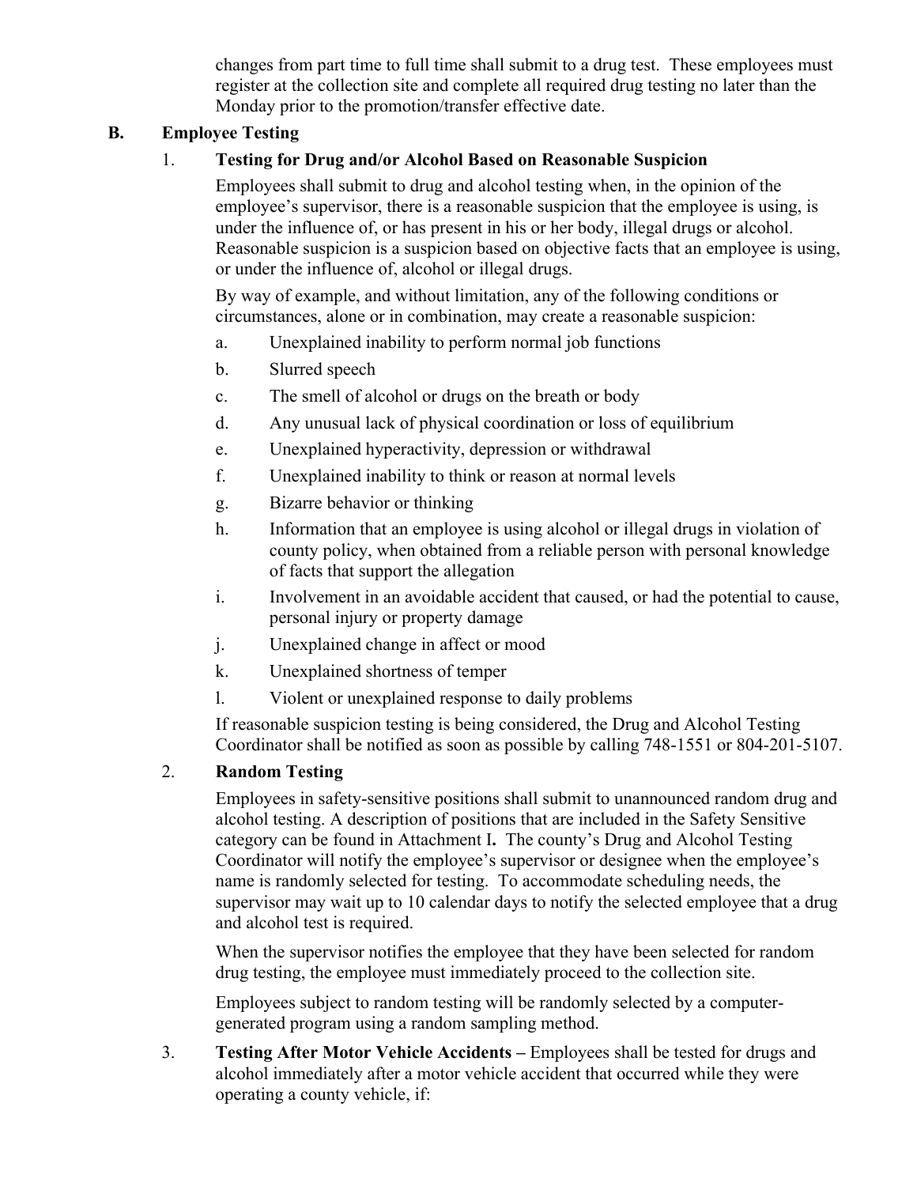changes from part time to full time shall submit to a drug test. These employees must register at the collection site and complete all required drug testing no later than the Monday prior to the promotion/transfer effective date.

## B. Employee Testing

### 1. Testing for Drug and/or Alcohol Based on Reasonable Suspicion

Employees shall submit to drug and alcohol testing when, in the opinion of the employee's supervisor, there is a reasonable suspicion that the employee is using, is under the influence of, or has present in his or her body, illegal drugs or alcohol. Reasonable suspicion is a suspicion based on objective facts that an employee is using, or under the influence of, alcohol or illegal drugs.

By way of example, and without limitation, any of the following conditions or circumstances, alone or in combination, may create a reasonable suspicion:

a. Unexplained inability to perform normal job functions

b. Slurred speech

c. The smell of alcohol or drugs on the breath or body

d. Any unusual lack of physical coordination or loss of equilibrium

e. Unexplained hyperactivity, depression or withdrawal

f. Unexplained inability to think or reason at normal levels

g. Bizarre behavior or thinking

h. Information that an employee is using alcohol or illegal drugs in violation of county policy, when obtained from a reliable person with personal knowledge of facts that support the allegation

i. Involvement in an avoidable accident that caused, or had the potential to cause, personal injury or property damage

j. Unexplained change in affect or mood

k. Unexplained shortness of temper

l. Violent or unexplained response to daily problems

If reasonable suspicion testing is being considered, the Drug and Alcohol Testing Coordinator shall be notified as soon as possible by calling 748-1551 or 804-201-5107.

### 2. Random Testing

Employees in safety-sensitive positions shall submit to unannounced random drug and alcohol testing. A description of positions that are included in the Safety Sensitive category can be found in Attachment I**.** The county's Drug and Alcohol Testing Coordinator will notify the employee's supervisor or designee when the employee's name is randomly selected for testing. To accommodate scheduling needs, the supervisor may wait up to 10 calendar days to notify the selected employee that a drug and alcohol test is required.

When the supervisor notifies the employee that they have been selected for random drug testing, the employee must immediately proceed to the collection site.

Employees subject to random testing will be randomly selected by a computer-generated program using a random sampling method.

3. **Testing After Motor Vehicle Accidents –** Employees shall be tested for drugs and alcohol immediately after a motor vehicle accident that occurred while they were operating a county vehicle, if: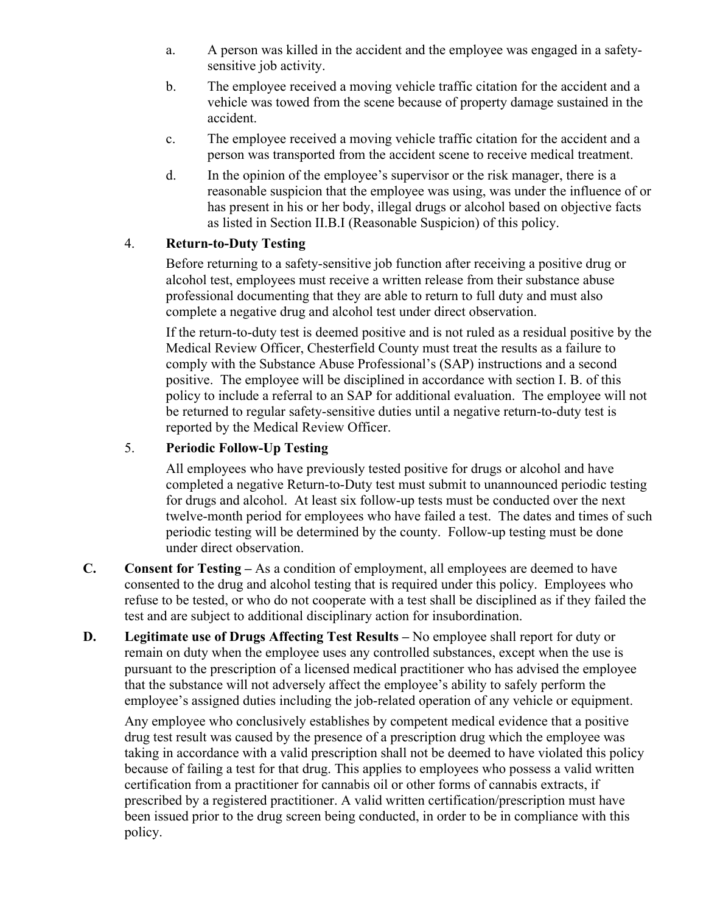a. A person was killed in the accident and the employee was engaged in a safety-sensitive job activity.

b. The employee received a moving vehicle traffic citation for the accident and a vehicle was towed from the scene because of property damage sustained in the accident.

c. The employee received a moving vehicle traffic citation for the accident and a person was transported from the accident scene to receive medical treatment.

d. In the opinion of the employee's supervisor or the risk manager, there is a reasonable suspicion that the employee was using, was under the influence of or has present in his or her body, illegal drugs or alcohol based on objective facts as listed in Section II.B.I (Reasonable Suspicion) of this policy.

4. **Return-to-Duty Testing**

Before returning to a safety-sensitive job function after receiving a positive drug or alcohol test, employees must receive a written release from their substance abuse professional documenting that they are able to return to full duty and must also complete a negative drug and alcohol test under direct observation.

If the return-to-duty test is deemed positive and is not ruled as a residual positive by the Medical Review Officer, Chesterfield County must treat the results as a failure to comply with the Substance Abuse Professional's (SAP) instructions and a second positive. The employee will be disciplined in accordance with section I. B. of this policy to include a referral to an SAP for additional evaluation. The employee will not be returned to regular safety-sensitive duties until a negative return-to-duty test is reported by the Medical Review Officer.

5. **Periodic Follow-Up Testing**

All employees who have previously tested positive for drugs or alcohol and have completed a negative Return-to-Duty test must submit to unannounced periodic testing for drugs and alcohol. At least six follow-up tests must be conducted over the next twelve-month period for employees who have failed a test. The dates and times of such periodic testing will be determined by the county. Follow-up testing must be done under direct observation.

**C. Consent for Testing –** As a condition of employment, all employees are deemed to have consented to the drug and alcohol testing that is required under this policy. Employees who refuse to be tested, or who do not cooperate with a test shall be disciplined as if they failed the test and are subject to additional disciplinary action for insubordination.

**D. Legitimate use of Drugs Affecting Test Results –** No employee shall report for duty or remain on duty when the employee uses any controlled substances, except when the use is pursuant to the prescription of a licensed medical practitioner who has advised the employee that the substance will not adversely affect the employee's ability to safely perform the employee's assigned duties including the job-related operation of any vehicle or equipment.

Any employee who conclusively establishes by competent medical evidence that a positive drug test result was caused by the presence of a prescription drug which the employee was taking in accordance with a valid prescription shall not be deemed to have violated this policy because of failing a test for that drug. This applies to employees who possess a valid written certification from a practitioner for cannabis oil or other forms of cannabis extracts, if prescribed by a registered practitioner. A valid written certification/prescription must have been issued prior to the drug screen being conducted, in order to be in compliance with this policy.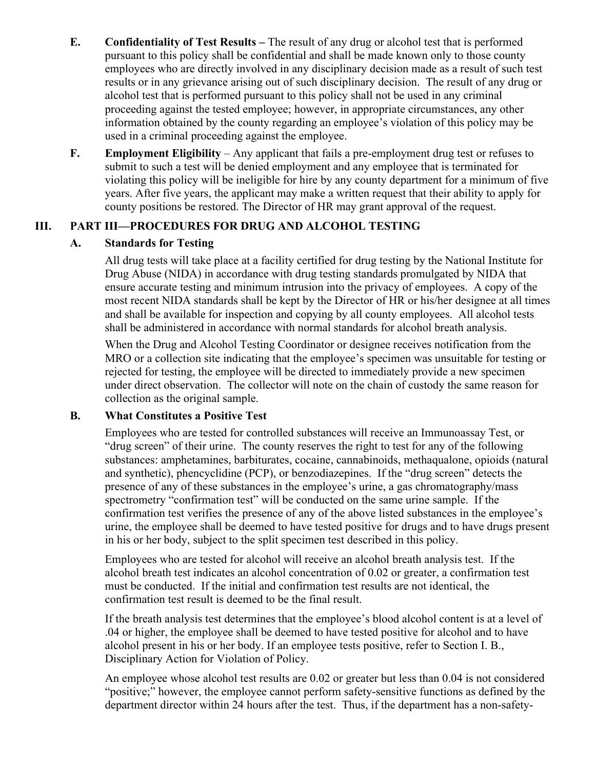**E. Confidentiality of Test Results –** The result of any drug or alcohol test that is performed pursuant to this policy shall be confidential and shall be made known only to those county employees who are directly involved in any disciplinary decision made as a result of such test results or in any grievance arising out of such disciplinary decision. The result of any drug or alcohol test that is performed pursuant to this policy shall not be used in any criminal proceeding against the tested employee; however, in appropriate circumstances, any other information obtained by the county regarding an employee's violation of this policy may be used in a criminal proceeding against the employee.

**F. Employment Eligibility** – Any applicant that fails a pre-employment drug test or refuses to submit to such a test will be denied employment and any employee that is terminated for violating this policy will be ineligible for hire by any county department for a minimum of five years. After five years, the applicant may make a written request that their ability to apply for county positions be restored. The Director of HR may grant approval of the request.

## III. PART III—PROCEDURES FOR DRUG AND ALCOHOL TESTING

### A. Standards for Testing

All drug tests will take place at a facility certified for drug testing by the National Institute for Drug Abuse (NIDA) in accordance with drug testing standards promulgated by NIDA that ensure accurate testing and minimum intrusion into the privacy of employees. A copy of the most recent NIDA standards shall be kept by the Director of HR or his/her designee at all times and shall be available for inspection and copying by all county employees. All alcohol tests shall be administered in accordance with normal standards for alcohol breath analysis.

When the Drug and Alcohol Testing Coordinator or designee receives notification from the MRO or a collection site indicating that the employee's specimen was unsuitable for testing or rejected for testing, the employee will be directed to immediately provide a new specimen under direct observation. The collector will note on the chain of custody the same reason for collection as the original sample.

### B. What Constitutes a Positive Test

Employees who are tested for controlled substances will receive an Immunoassay Test, or "drug screen" of their urine. The county reserves the right to test for any of the following substances: amphetamines, barbiturates, cocaine, cannabinoids, methaqualone, opioids (natural and synthetic), phencyclidine (PCP), or benzodiazepines. If the "drug screen" detects the presence of any of these substances in the employee's urine, a gas chromatography/mass spectrometry "confirmation test" will be conducted on the same urine sample. If the confirmation test verifies the presence of any of the above listed substances in the employee's urine, the employee shall be deemed to have tested positive for drugs and to have drugs present in his or her body, subject to the split specimen test described in this policy.

Employees who are tested for alcohol will receive an alcohol breath analysis test. If the alcohol breath test indicates an alcohol concentration of 0.02 or greater, a confirmation test must be conducted. If the initial and confirmation test results are not identical, the confirmation test result is deemed to be the final result.

If the breath analysis test determines that the employee's blood alcohol content is at a level of .04 or higher, the employee shall be deemed to have tested positive for alcohol and to have alcohol present in his or her body. If an employee tests positive, refer to Section I. B., Disciplinary Action for Violation of Policy.

An employee whose alcohol test results are 0.02 or greater but less than 0.04 is not considered "positive;" however, the employee cannot perform safety-sensitive functions as defined by the department director within 24 hours after the test. Thus, if the department has a non-safety-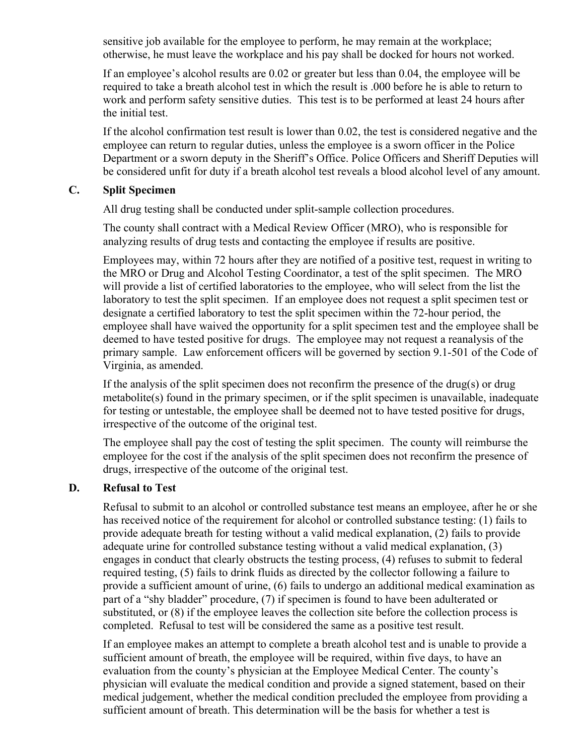sensitive job available for the employee to perform, he may remain at the workplace; otherwise, he must leave the workplace and his pay shall be docked for hours not worked.

If an employee's alcohol results are 0.02 or greater but less than 0.04, the employee will be required to take a breath alcohol test in which the result is .000 before he is able to return to work and perform safety sensitive duties. This test is to be performed at least 24 hours after the initial test.

If the alcohol confirmation test result is lower than 0.02, the test is considered negative and the employee can return to regular duties, unless the employee is a sworn officer in the Police Department or a sworn deputy in the Sheriff's Office. Police Officers and Sheriff Deputies will be considered unfit for duty if a breath alcohol test reveals a blood alcohol level of any amount.

### C. Split Specimen

All drug testing shall be conducted under split-sample collection procedures.

The county shall contract with a Medical Review Officer (MRO), who is responsible for analyzing results of drug tests and contacting the employee if results are positive.

Employees may, within 72 hours after they are notified of a positive test, request in writing to the MRO or Drug and Alcohol Testing Coordinator, a test of the split specimen. The MRO will provide a list of certified laboratories to the employee, who will select from the list the laboratory to test the split specimen. If an employee does not request a split specimen test or designate a certified laboratory to test the split specimen within the 72-hour period, the employee shall have waived the opportunity for a split specimen test and the employee shall be deemed to have tested positive for drugs. The employee may not request a reanalysis of the primary sample. Law enforcement officers will be governed by section 9.1-501 of the Code of Virginia, as amended.

If the analysis of the split specimen does not reconfirm the presence of the drug(s) or drug metabolite(s) found in the primary specimen, or if the split specimen is unavailable, inadequate for testing or untestable, the employee shall be deemed not to have tested positive for drugs, irrespective of the outcome of the original test.

The employee shall pay the cost of testing the split specimen. The county will reimburse the employee for the cost if the analysis of the split specimen does not reconfirm the presence of drugs, irrespective of the outcome of the original test.

### D. Refusal to Test

Refusal to submit to an alcohol or controlled substance test means an employee, after he or she has received notice of the requirement for alcohol or controlled substance testing: (1) fails to provide adequate breath for testing without a valid medical explanation, (2) fails to provide adequate urine for controlled substance testing without a valid medical explanation, (3) engages in conduct that clearly obstructs the testing process, (4) refuses to submit to federal required testing, (5) fails to drink fluids as directed by the collector following a failure to provide a sufficient amount of urine, (6) fails to undergo an additional medical examination as part of a "shy bladder" procedure, (7) if specimen is found to have been adulterated or substituted, or (8) if the employee leaves the collection site before the collection process is completed. Refusal to test will be considered the same as a positive test result.

If an employee makes an attempt to complete a breath alcohol test and is unable to provide a sufficient amount of breath, the employee will be required, within five days, to have an evaluation from the county's physician at the Employee Medical Center. The county's physician will evaluate the medical condition and provide a signed statement, based on their medical judgement, whether the medical condition precluded the employee from providing a sufficient amount of breath. This determination will be the basis for whether a test is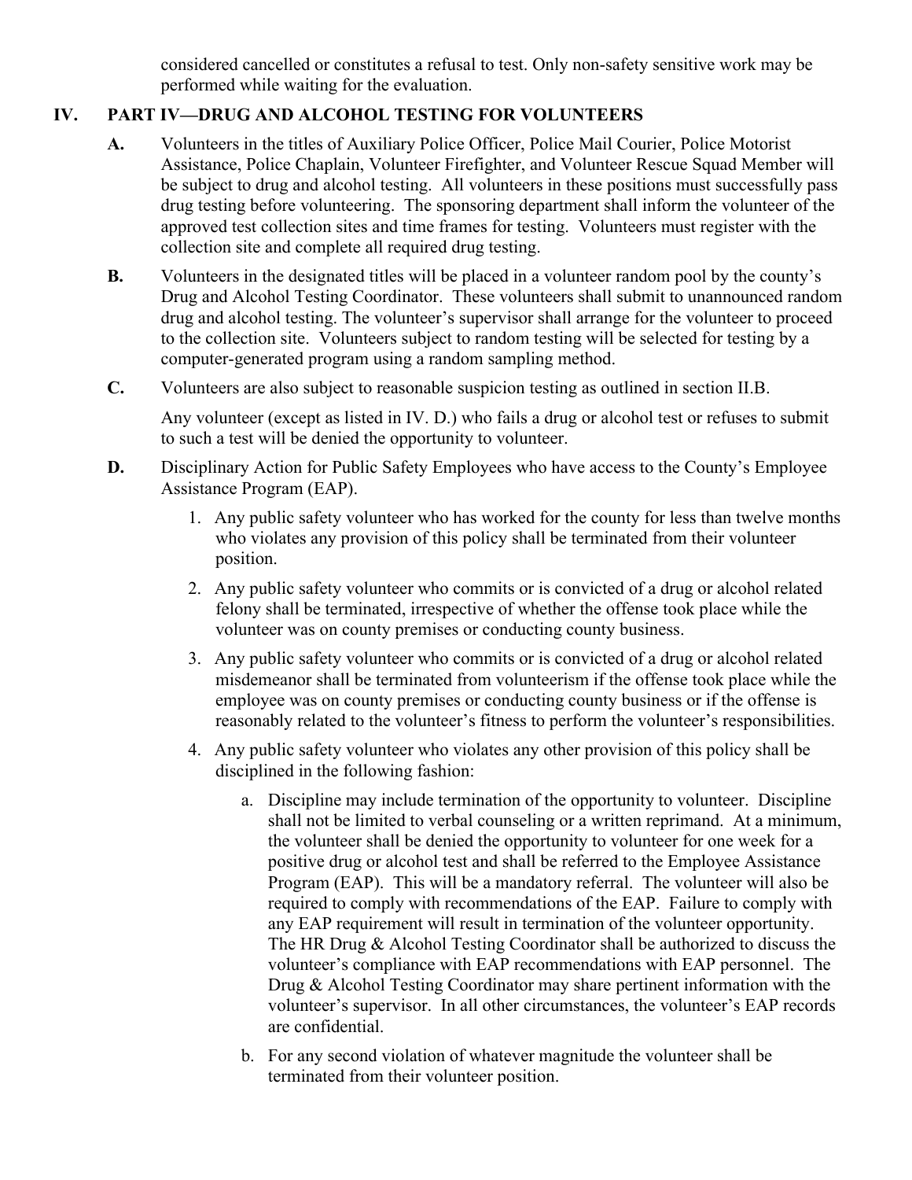considered cancelled or constitutes a refusal to test. Only non-safety sensitive work may be performed while waiting for the evaluation.

## IV. PART IV—DRUG AND ALCOHOL TESTING FOR VOLUNTEERS

**A.** Volunteers in the titles of Auxiliary Police Officer, Police Mail Courier, Police Motorist Assistance, Police Chaplain, Volunteer Firefighter, and Volunteer Rescue Squad Member will be subject to drug and alcohol testing. All volunteers in these positions must successfully pass drug testing before volunteering. The sponsoring department shall inform the volunteer of the approved test collection sites and time frames for testing. Volunteers must register with the collection site and complete all required drug testing.

**B.** Volunteers in the designated titles will be placed in a volunteer random pool by the county's Drug and Alcohol Testing Coordinator. These volunteers shall submit to unannounced random drug and alcohol testing. The volunteer's supervisor shall arrange for the volunteer to proceed to the collection site. Volunteers subject to random testing will be selected for testing by a computer-generated program using a random sampling method.

**C.** Volunteers are also subject to reasonable suspicion testing as outlined in section II.B.

Any volunteer (except as listed in IV. D.) who fails a drug or alcohol test or refuses to submit to such a test will be denied the opportunity to volunteer.

**D.** Disciplinary Action for Public Safety Employees who have access to the County's Employee Assistance Program (EAP).

1. Any public safety volunteer who has worked for the county for less than twelve months who violates any provision of this policy shall be terminated from their volunteer position.
2. Any public safety volunteer who commits or is convicted of a drug or alcohol related felony shall be terminated, irrespective of whether the offense took place while the volunteer was on county premises or conducting county business.
3. Any public safety volunteer who commits or is convicted of a drug or alcohol related misdemeanor shall be terminated from volunteerism if the offense took place while the employee was on county premises or conducting county business or if the offense is reasonably related to the volunteer's fitness to perform the volunteer's responsibilities.
4. Any public safety volunteer who violates any other provision of this policy shall be disciplined in the following fashion:
    a. Discipline may include termination of the opportunity to volunteer. Discipline shall not be limited to verbal counseling or a written reprimand. At a minimum, the volunteer shall be denied the opportunity to volunteer for one week for a positive drug or alcohol test and shall be referred to the Employee Assistance Program (EAP). This will be a mandatory referral. The volunteer will also be required to comply with recommendations of the EAP. Failure to comply with any EAP requirement will result in termination of the volunteer opportunity. The HR Drug & Alcohol Testing Coordinator shall be authorized to discuss the volunteer's compliance with EAP recommendations with EAP personnel. The Drug & Alcohol Testing Coordinator may share pertinent information with the volunteer's supervisor. In all other circumstances, the volunteer's EAP records are confidential.

    b. For any second violation of whatever magnitude the volunteer shall be terminated from their volunteer position.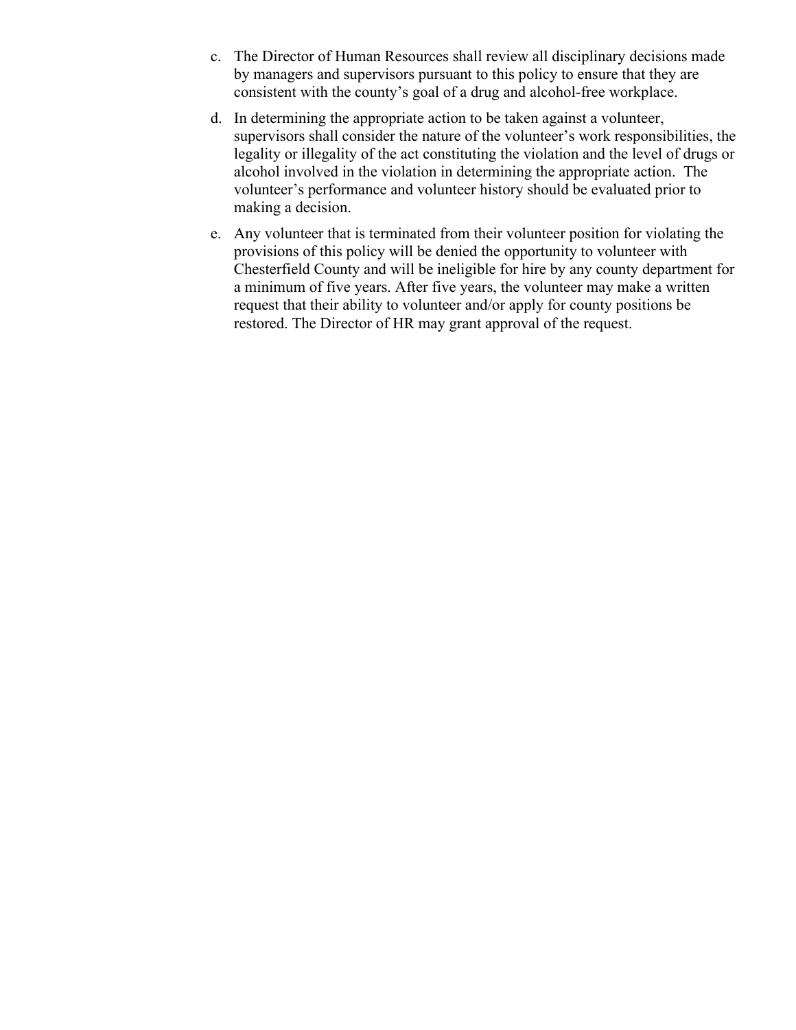c. The Director of Human Resources shall review all disciplinary decisions made by managers and supervisors pursuant to this policy to ensure that they are consistent with the county's goal of a drug and alcohol-free workplace.

d. In determining the appropriate action to be taken against a volunteer, supervisors shall consider the nature of the volunteer's work responsibilities, the legality or illegality of the act constituting the violation and the level of drugs or alcohol involved in the violation in determining the appropriate action. The volunteer's performance and volunteer history should be evaluated prior to making a decision.

e. Any volunteer that is terminated from their volunteer position for violating the provisions of this policy will be denied the opportunity to volunteer with Chesterfield County and will be ineligible for hire by any county department for a minimum of five years. After five years, the volunteer may make a written request that their ability to volunteer and/or apply for county positions be restored. The Director of HR may grant approval of the request.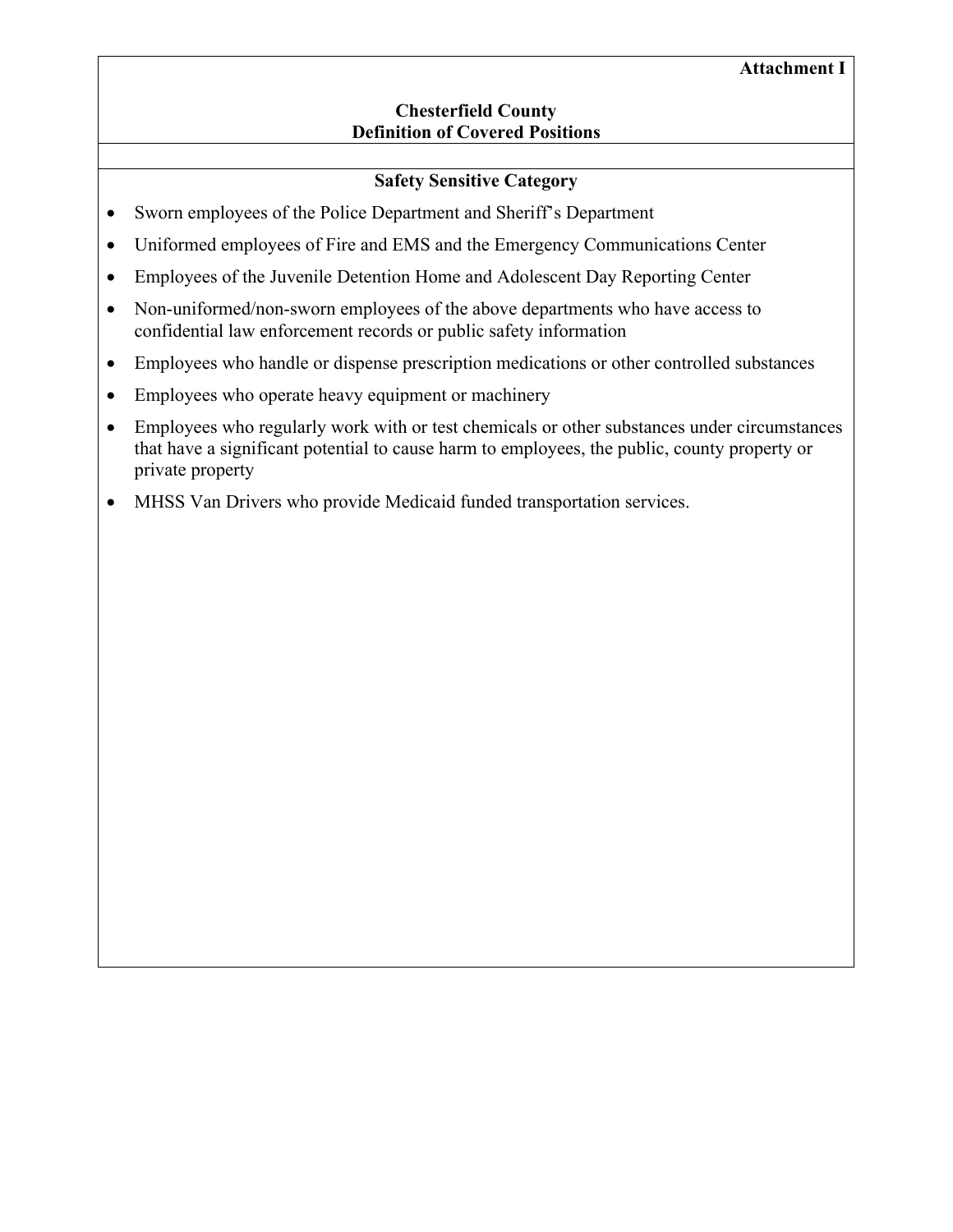**Attachment I**

## Chesterfield County
## Definition of Covered Positions

### Safety Sensitive Category

- Sworn employees of the Police Department and Sheriff's Department
- Uniformed employees of Fire and EMS and the Emergency Communications Center
- Employees of the Juvenile Detention Home and Adolescent Day Reporting Center
- Non-uniformed/non-sworn employees of the above departments who have access to confidential law enforcement records or public safety information
- Employees who handle or dispense prescription medications or other controlled substances
- Employees who operate heavy equipment or machinery
- Employees who regularly work with or test chemicals or other substances under circumstances that have a significant potential to cause harm to employees, the public, county property or private property
- MHSS Van Drivers who provide Medicaid funded transportation services.